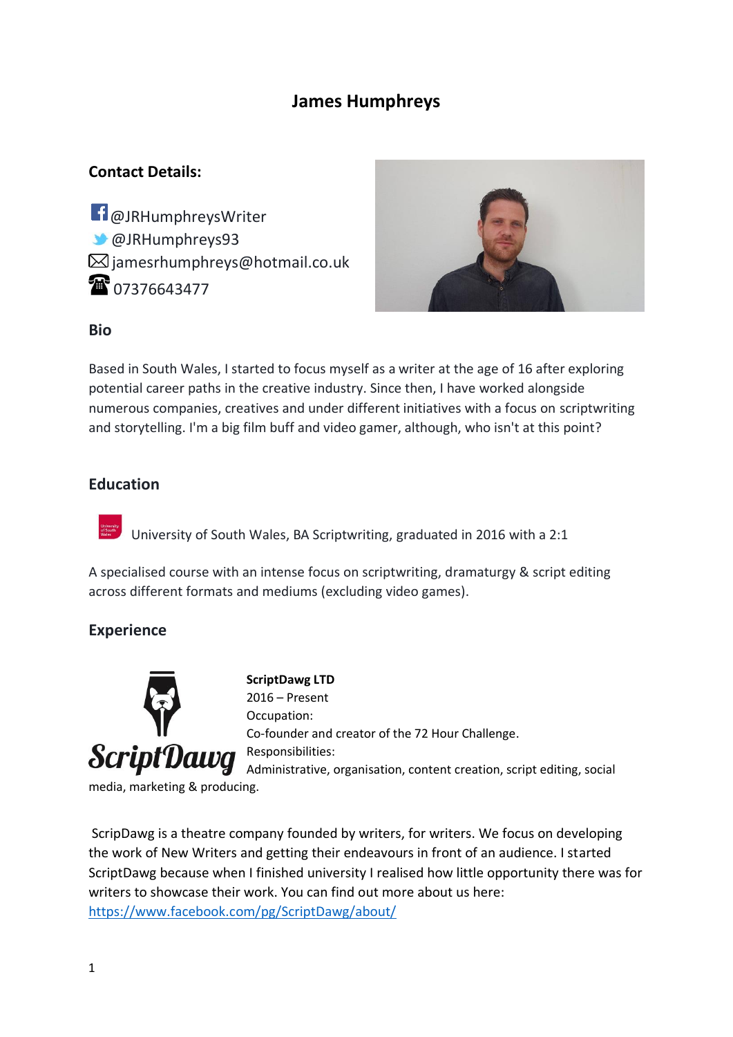# James Humphreys

## Contact Details:

@JRHumphreysWriter
@JRHumphreys93
jamesrhumphreys@hotmail.co.uk
07376643477

## Bio

Based in South Wales, I started to focus myself as a writer at the age of 16 after exploring potential career paths in the creative industry. Since then, I have worked alongside numerous companies, creatives and under different initiatives with a focus on scriptwriting and storytelling. I'm a big film buff and video gamer, although, who isn't at this point?

## Education

University of South Wales, BA Scriptwriting, graduated in 2016 with a 2:1

A specialised course with an intense focus on scriptwriting, dramaturgy & script editing across different formats and mediums (excluding video games).

## Experience

**ScriptDawg LTD**
2016 – Present
Occupation:
Co-founder and creator of the 72 Hour Challenge.
Responsibilities:
Administrative, organisation, content creation, script editing, social media, marketing & producing.

ScripDawg is a theatre company founded by writers, for writers. We focus on developing the work of New Writers and getting their endeavours in front of an audience. I started ScriptDawg because when I finished university I realised how little opportunity there was for writers to showcase their work. You can find out more about us here: https://www.facebook.com/pg/ScriptDawg/about/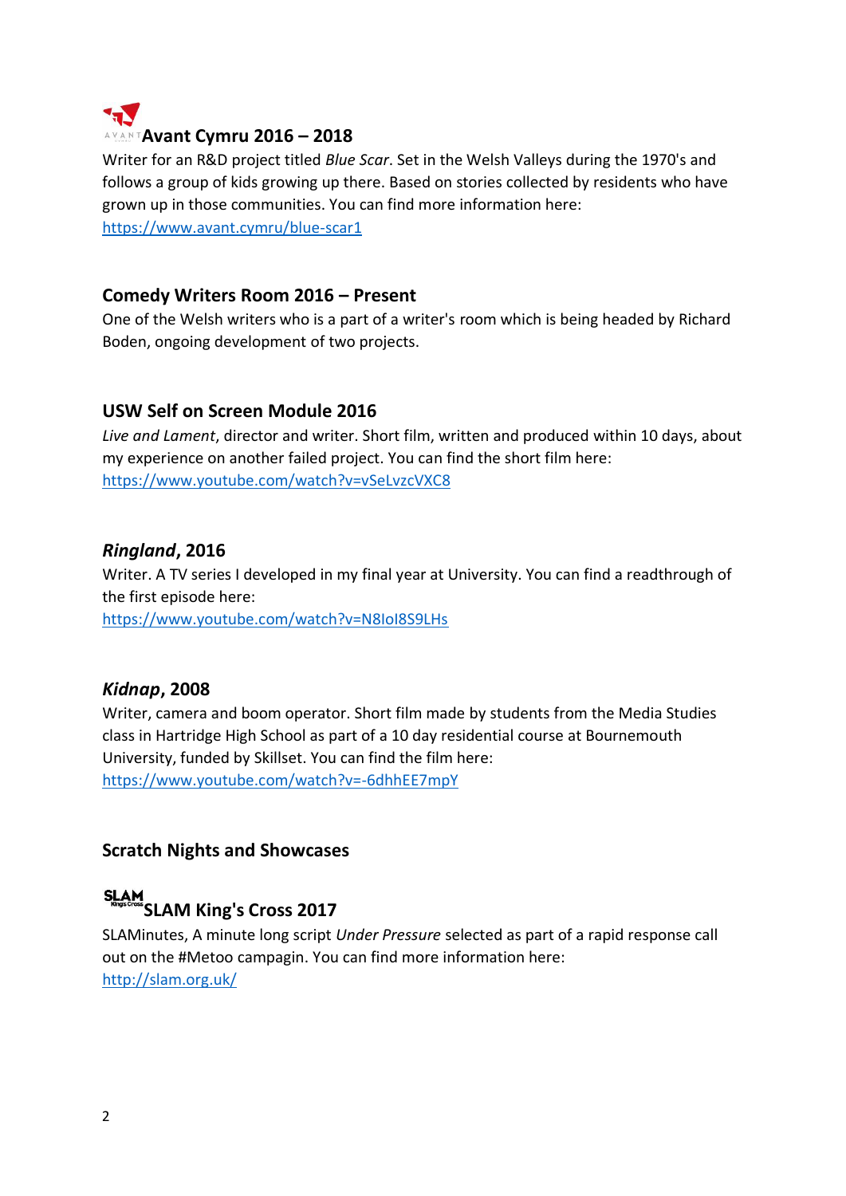### Avant Cymru 2016 – 2018

Writer for an R&D project titled *Blue Scar*. Set in the Welsh Valleys during the 1970's and follows a group of kids growing up there. Based on stories collected by residents who have grown up in those communities. You can find more information here: https://www.avant.cymru/blue-scar1

### Comedy Writers Room 2016 – Present

One of the Welsh writers who is a part of a writer's room which is being headed by Richard Boden, ongoing development of two projects.

### USW Self on Screen Module 2016

*Live and Lament*, director and writer. Short film, written and produced within 10 days, about my experience on another failed project. You can find the short film here: https://www.youtube.com/watch?v=vSeLvzcVXC8

### *Ringland*, 2016

Writer. A TV series I developed in my final year at University. You can find a readthrough of the first episode here: https://www.youtube.com/watch?v=N8IoI8S9LHs

### *Kidnap*, 2008

Writer, camera and boom operator. Short film made by students from the Media Studies class in Hartridge High School as part of a 10 day residential course at Bournemouth University, funded by Skillset. You can find the film here: https://www.youtube.com/watch?v=-6dhhEE7mpY

## Scratch Nights and Showcases

### SLAM King's Cross 2017

SLAMinutes, A minute long script *Under Pressure* selected as part of a rapid response call out on the #Metoo campagin. You can find more information here: http://slam.org.uk/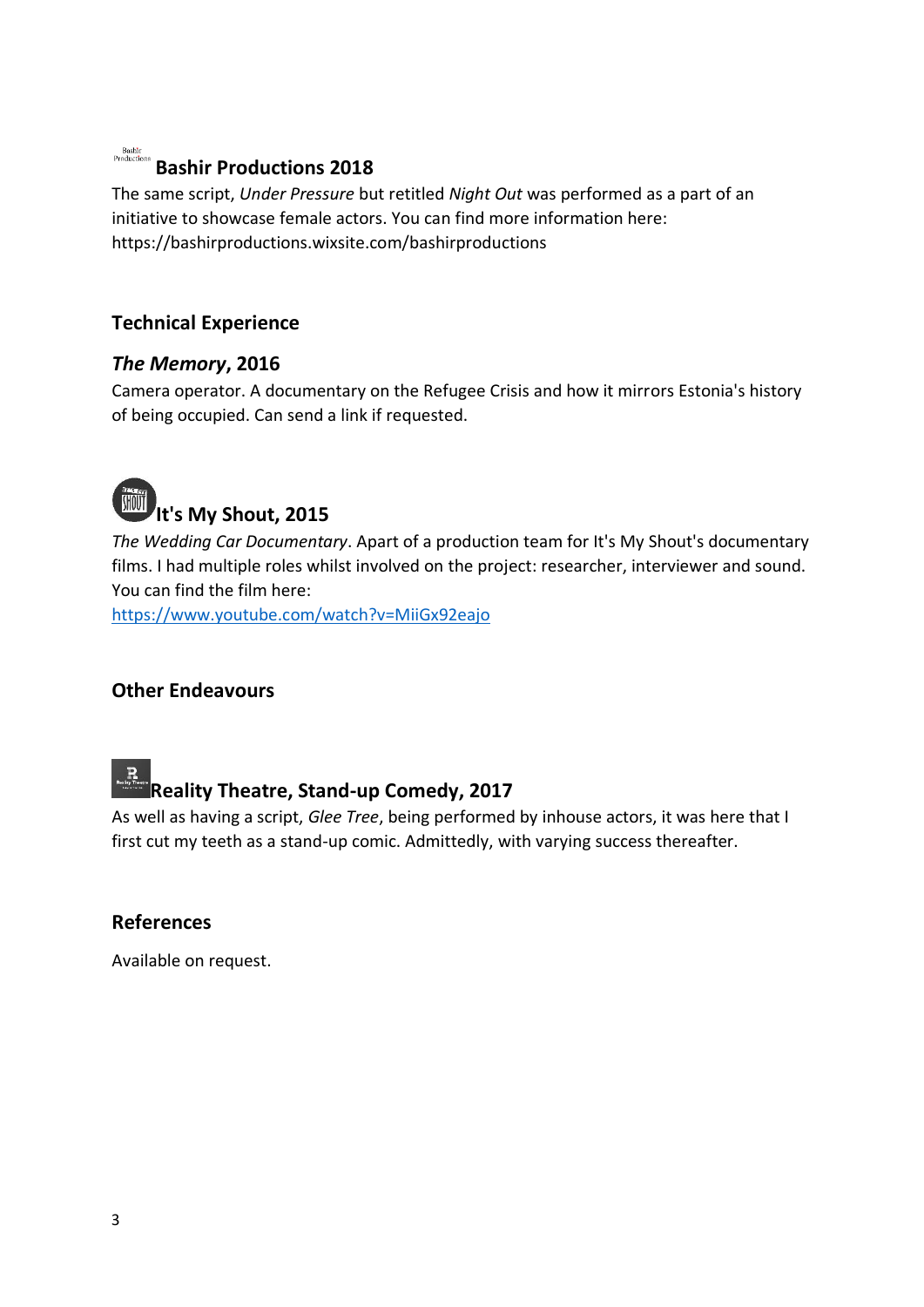### Bashir Productions 2018

The same script, *Under Pressure* but retitled *Night Out* was performed as a part of an initiative to showcase female actors. You can find more information here: https://bashirproductions.wixsite.com/bashirproductions

## Technical Experience

### *The Memory*, 2016

Camera operator. A documentary on the Refugee Crisis and how it mirrors Estonia's history of being occupied. Can send a link if requested.

### It's My Shout, 2015

*The Wedding Car Documentary*. Apart of a production team for It's My Shout's documentary films. I had multiple roles whilst involved on the project: researcher, interviewer and sound. You can find the film here:
https://www.youtube.com/watch?v=MiiGx92eajo

## Other Endeavours

### Reality Theatre, Stand-up Comedy, 2017

As well as having a script, *Glee Tree*, being performed by inhouse actors, it was here that I first cut my teeth as a stand-up comic. Admittedly, with varying success thereafter.

## References

Available on request.